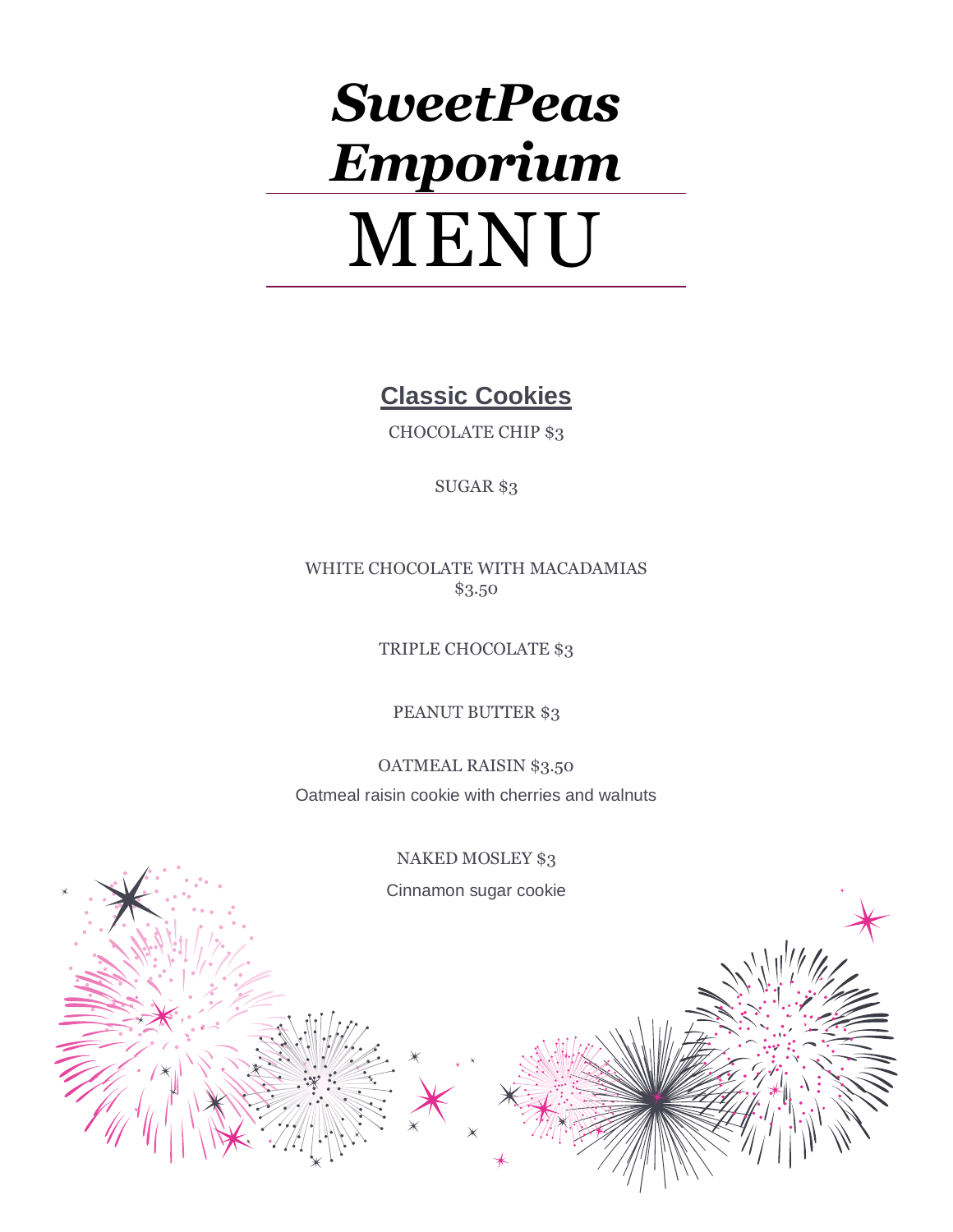# *SweetPeas Emporium*

# MENU

## Classic Cookies

CHOCOLATE CHIP $3

SUGAR $3

WHITE CHOCOLATE WITH MACADAMIAS
$3.50

TRIPLE CHOCOLATE $3

PEANUT BUTTER $3

OATMEAL RAISIN $3.50

Oatmeal raisin cookie with cherries and walnuts

NAKED MOSLEY $3

Cinnamon sugar cookie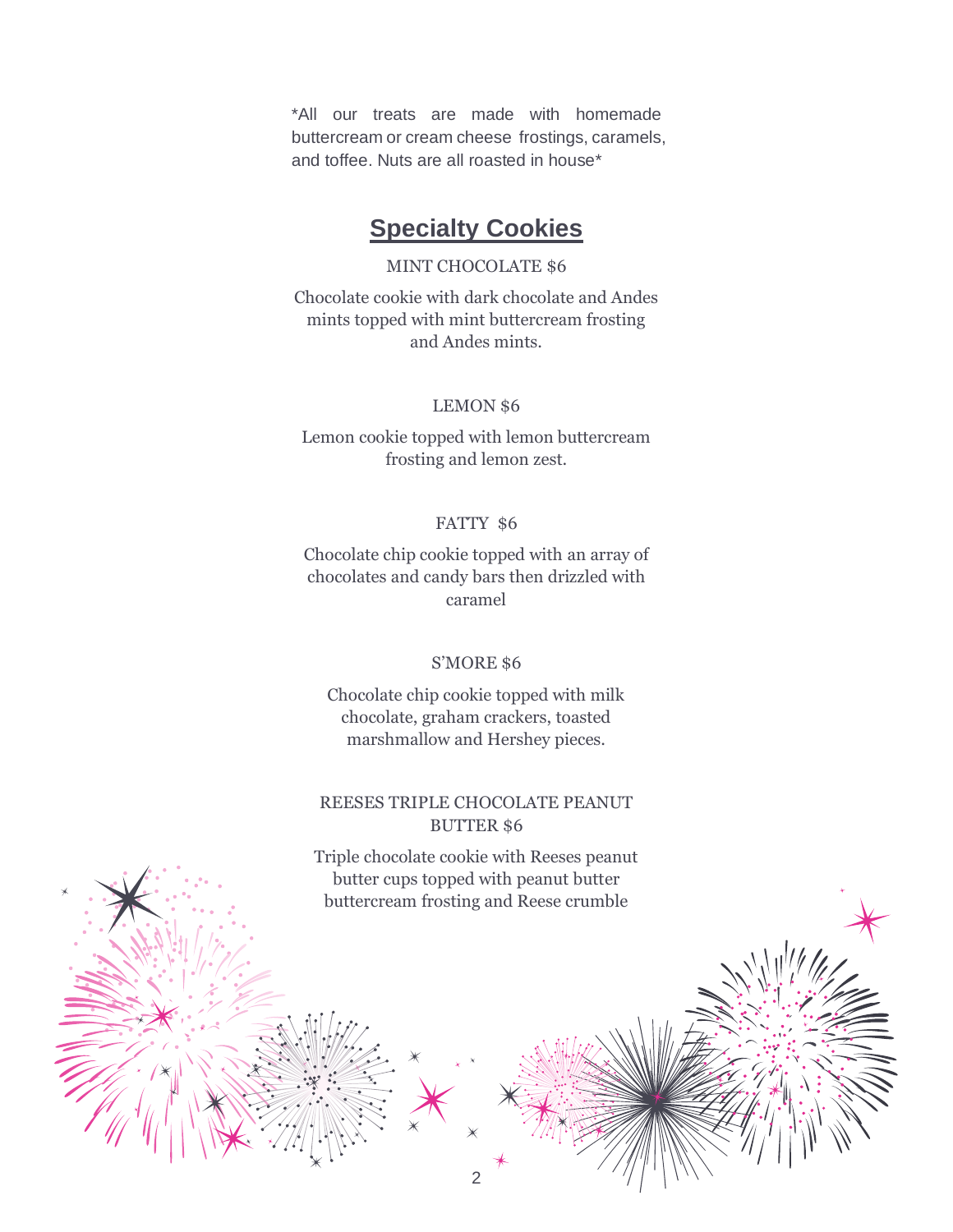*All our treats are made with homemade buttercream or cream cheese frostings, caramels, and toffee. Nuts are all roasted in house*

## Specialty Cookies

MINT CHOCOLATE $6

Chocolate cookie with dark chocolate and Andes mints topped with mint buttercream frosting and Andes mints.

LEMON $6

Lemon cookie topped with lemon buttercream frosting and lemon zest.

FATTY $6

Chocolate chip cookie topped with an array of chocolates and candy bars then drizzled with caramel

S'MORE $6

Chocolate chip cookie topped with milk chocolate, graham crackers, toasted marshmallow and Hershey pieces.

REESES TRIPLE CHOCOLATE PEANUT BUTTER $6

Triple chocolate cookie with Reeses peanut butter cups topped with peanut butter buttercream frosting and Reese crumble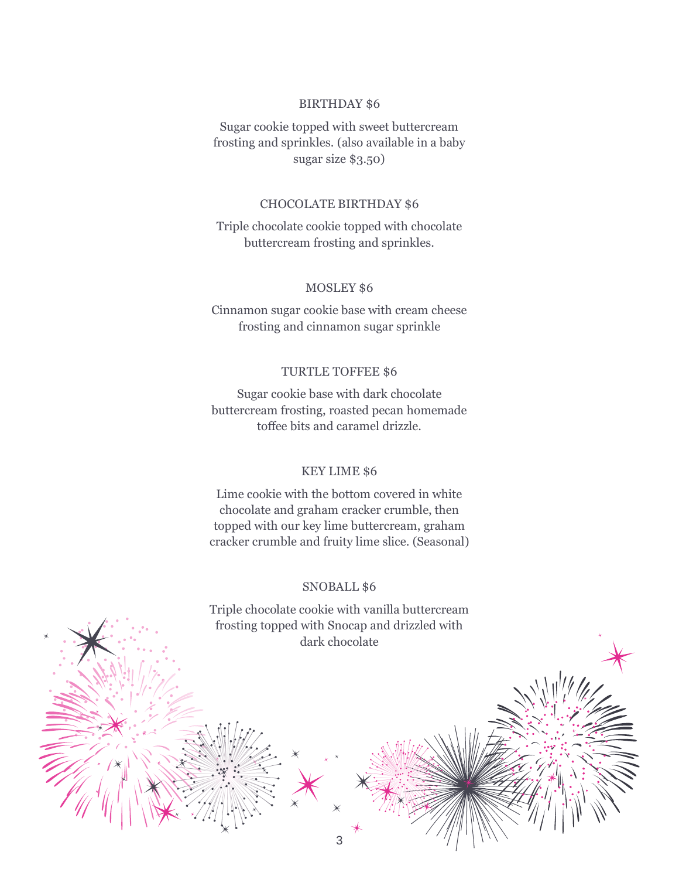### BIRTHDAY $6

Sugar cookie topped with sweet buttercream frosting and sprinkles. (also available in a baby sugar size $3.50)

### CHOCOLATE BIRTHDAY $6

Triple chocolate cookie topped with chocolate buttercream frosting and sprinkles.

### MOSLEY $6

Cinnamon sugar cookie base with cream cheese frosting and cinnamon sugar sprinkle

### TURTLE TOFFEE $6

Sugar cookie base with dark chocolate buttercream frosting, roasted pecan homemade toffee bits and caramel drizzle.

### KEY LIME $6

Lime cookie with the bottom covered in white chocolate and graham cracker crumble, then topped with our key lime buttercream, graham cracker crumble and fruity lime slice. (Seasonal)

### SNOBALL $6

Triple chocolate cookie with vanilla buttercream frosting topped with Snocap and drizzled with dark chocolate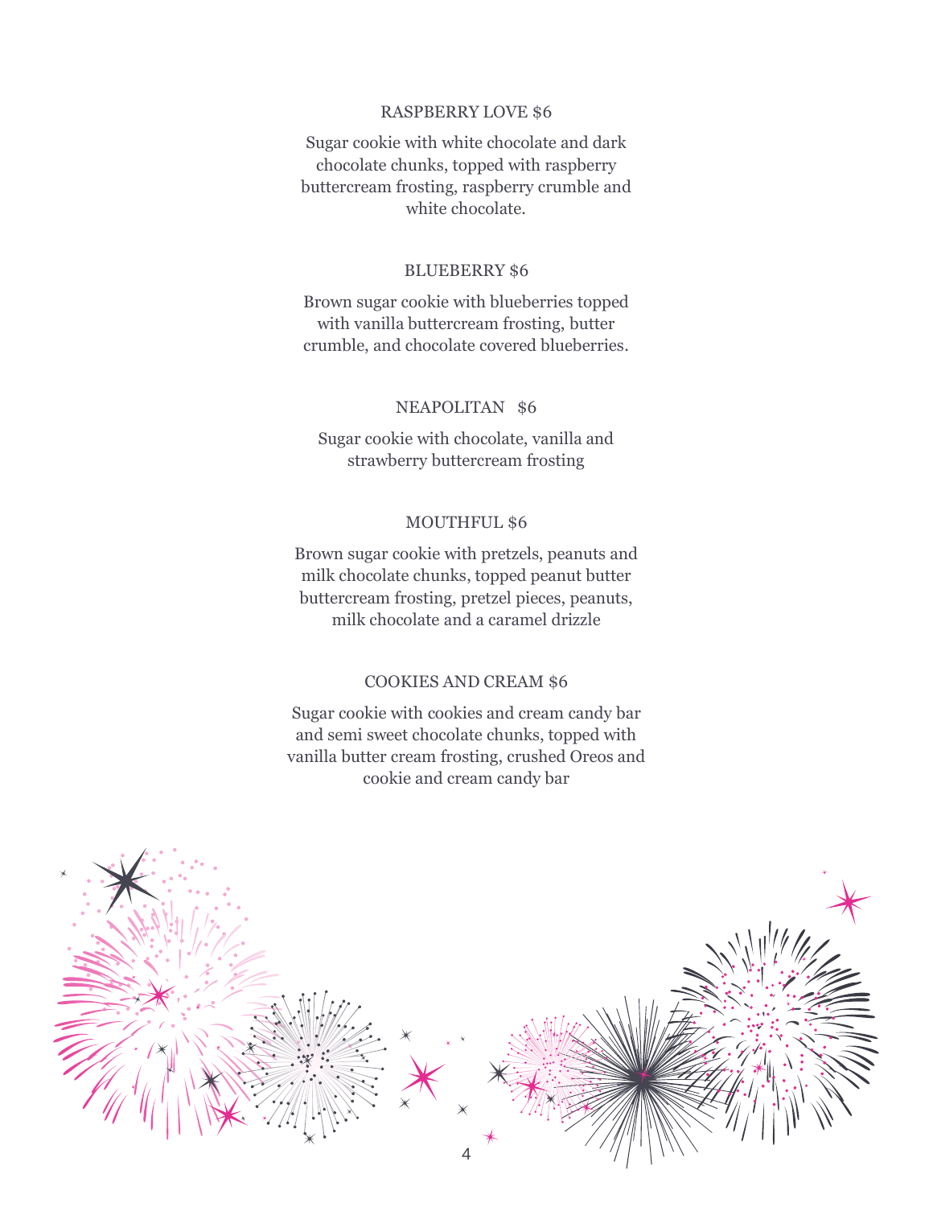### RASPBERRY LOVE $6

Sugar cookie with white chocolate and dark chocolate chunks, topped with raspberry buttercream frosting, raspberry crumble and white chocolate.

### BLUEBERRY $6

Brown sugar cookie with blueberries topped with vanilla buttercream frosting, butter crumble, and chocolate covered blueberries.

### NEAPOLITAN   $6

Sugar cookie with chocolate, vanilla and strawberry buttercream frosting

### MOUTHFUL $6

Brown sugar cookie with pretzels, peanuts and milk chocolate chunks, topped peanut butter buttercream frosting, pretzel pieces, peanuts, milk chocolate and a caramel drizzle

### COOKIES AND CREAM $6

Sugar cookie with cookies and cream candy bar and semi sweet chocolate chunks, topped with vanilla butter cream frosting, crushed Oreos and cookie and cream candy bar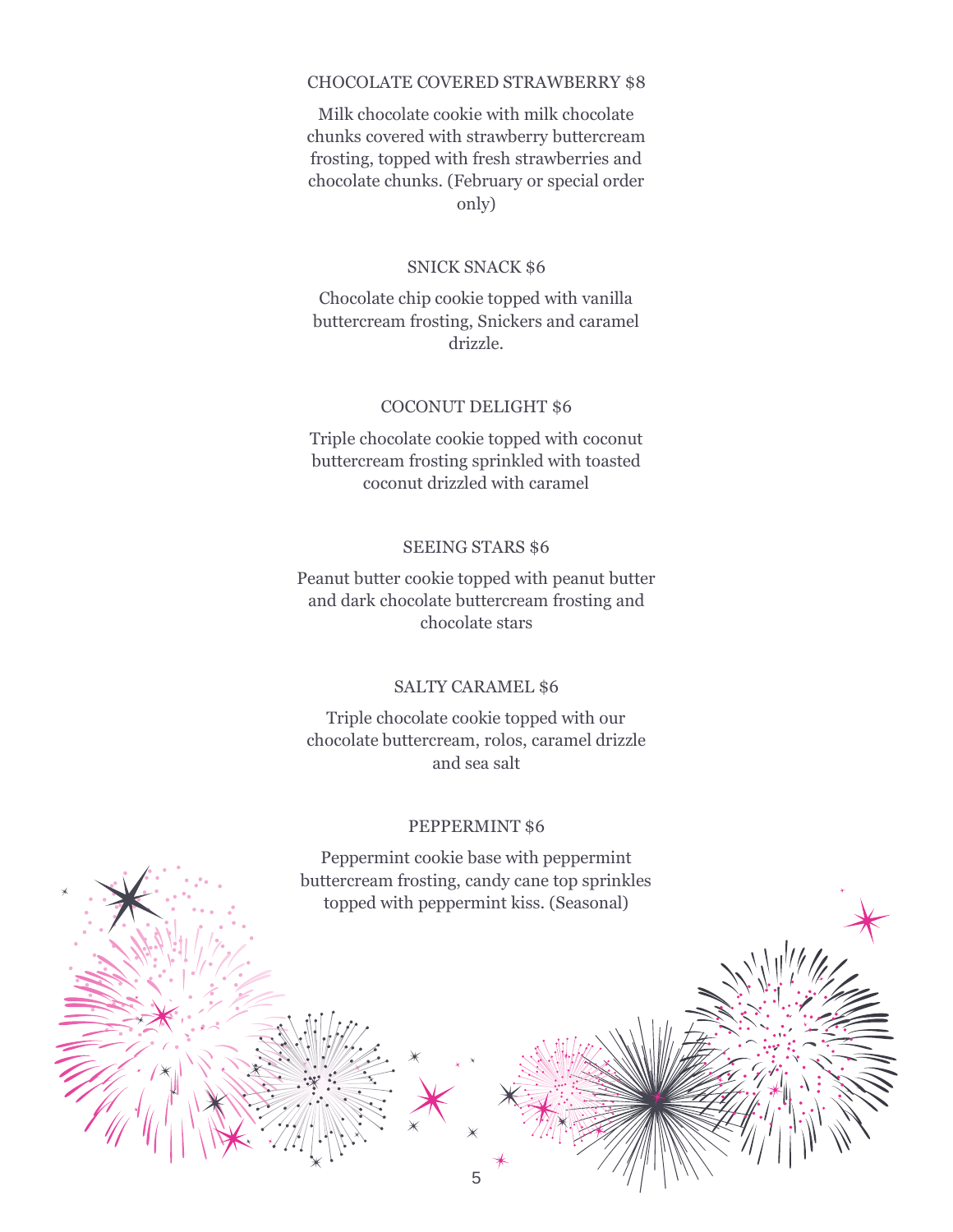### CHOCOLATE COVERED STRAWBERRY $8

Milk chocolate cookie with milk chocolate chunks covered with strawberry buttercream frosting, topped with fresh strawberries and chocolate chunks. (February or special order only)

### SNICK SNACK $6

Chocolate chip cookie topped with vanilla buttercream frosting, Snickers and caramel drizzle.

### COCONUT DELIGHT $6

Triple chocolate cookie topped with coconut buttercream frosting sprinkled with toasted coconut drizzled with caramel

### SEEING STARS $6

Peanut butter cookie topped with peanut butter and dark chocolate buttercream frosting and chocolate stars

### SALTY CARAMEL $6

Triple chocolate cookie topped with our chocolate buttercream, rolos, caramel drizzle and sea salt

### PEPPERMINT $6

Peppermint cookie base with peppermint buttercream frosting, candy cane top sprinkles topped with peppermint kiss. (Seasonal)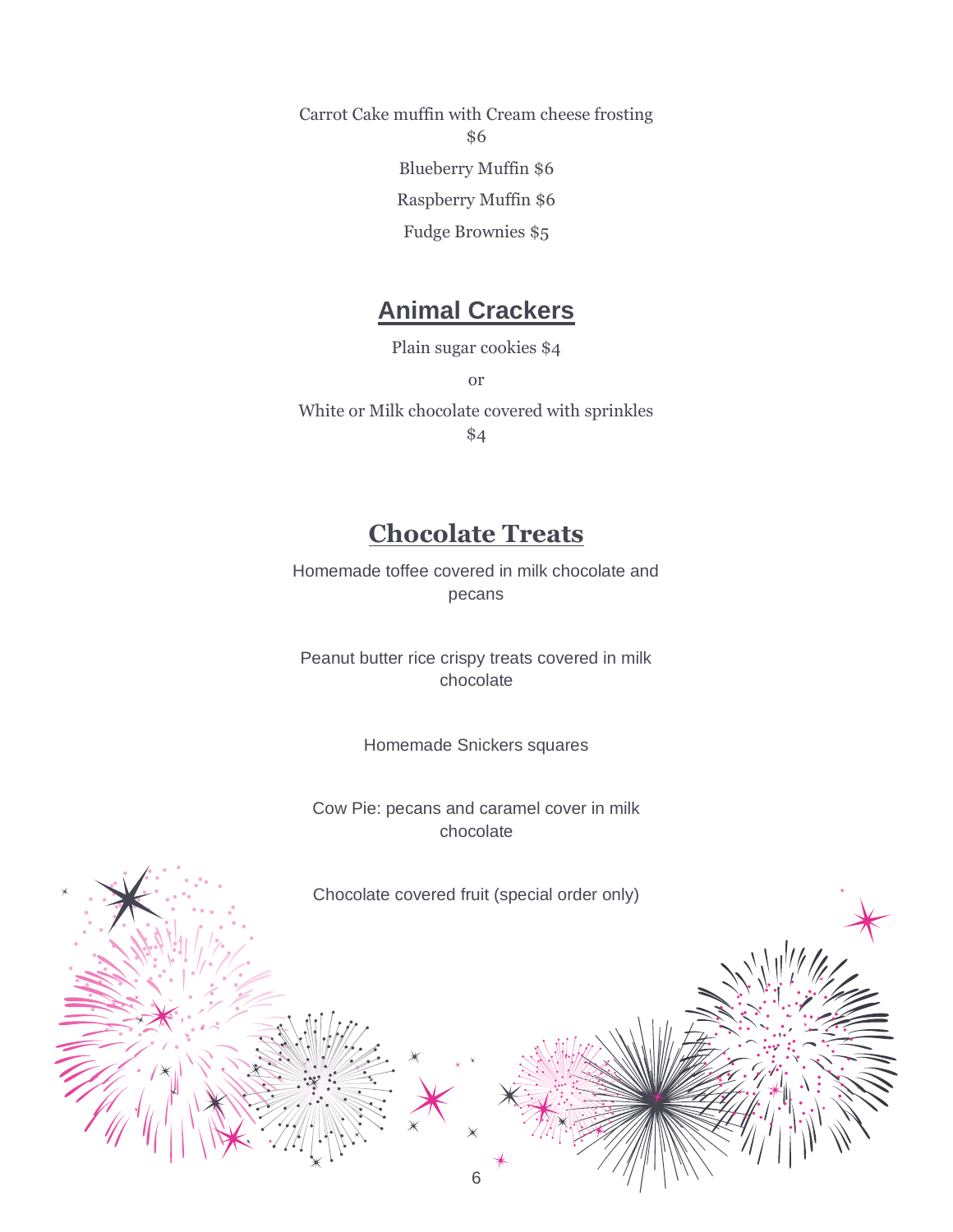Carrot Cake muffin with Cream cheese frosting $6

Blueberry Muffin $6

Raspberry Muffin $6

Fudge Brownies $5

## Animal Crackers

Plain sugar cookies $4

or

White or Milk chocolate covered with sprinkles $4

## Chocolate Treats

Homemade toffee covered in milk chocolate and pecans

Peanut butter rice crispy treats covered in milk chocolate

Homemade Snickers squares

Cow Pie: pecans and caramel cover in milk chocolate

Chocolate covered fruit (special order only)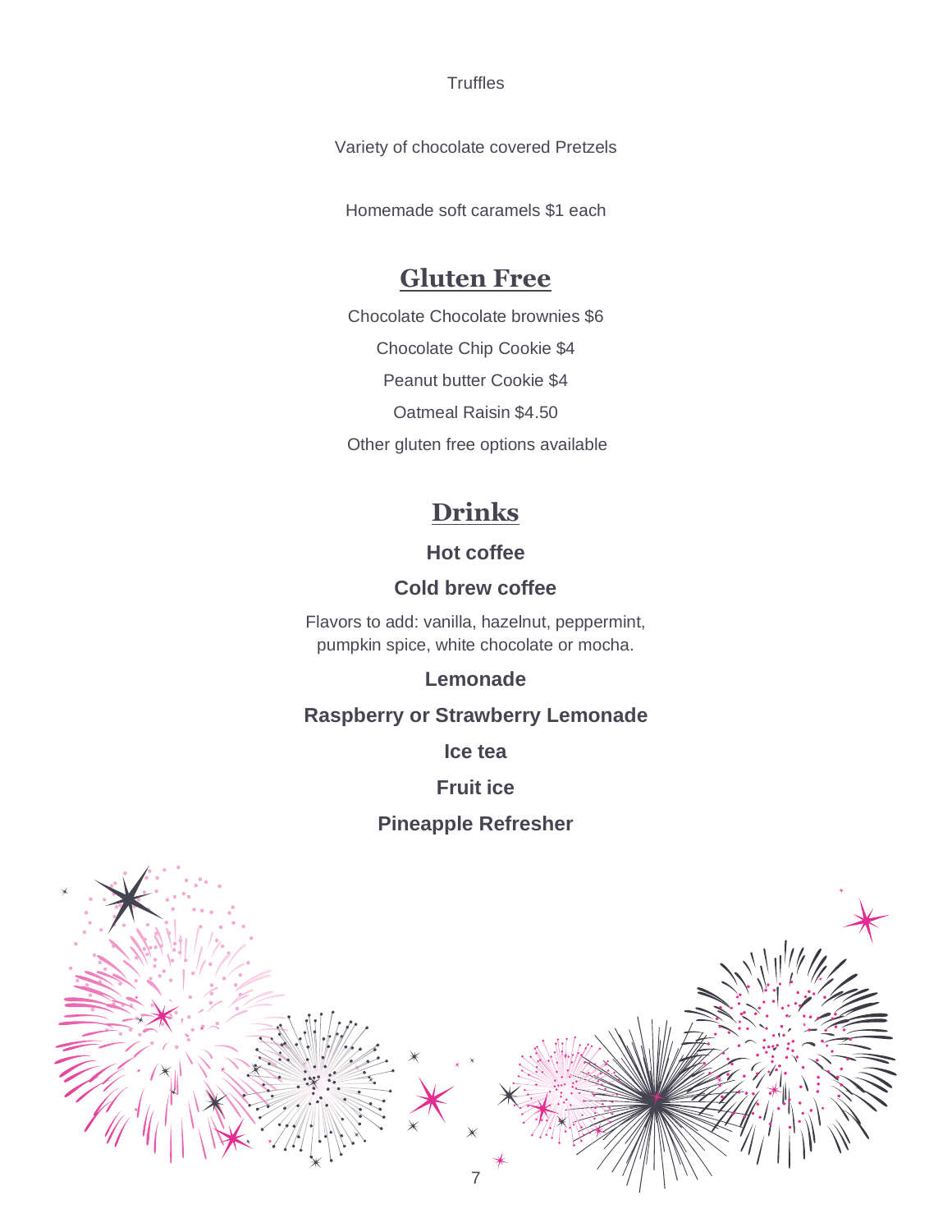Truffles

Variety of chocolate covered Pretzels

Homemade soft caramels $1 each

## Gluten Free

Chocolate Chocolate brownies $6

Chocolate Chip Cookie $4

Peanut butter Cookie $4

Oatmeal Raisin $4.50

Other gluten free options available

## Drinks

**Hot coffee**

**Cold brew coffee**

Flavors to add: vanilla, hazelnut, peppermint, pumpkin spice, white chocolate or mocha.

**Lemonade**

**Raspberry or Strawberry Lemonade**

**Ice tea**

**Fruit ice**

**Pineapple Refresher**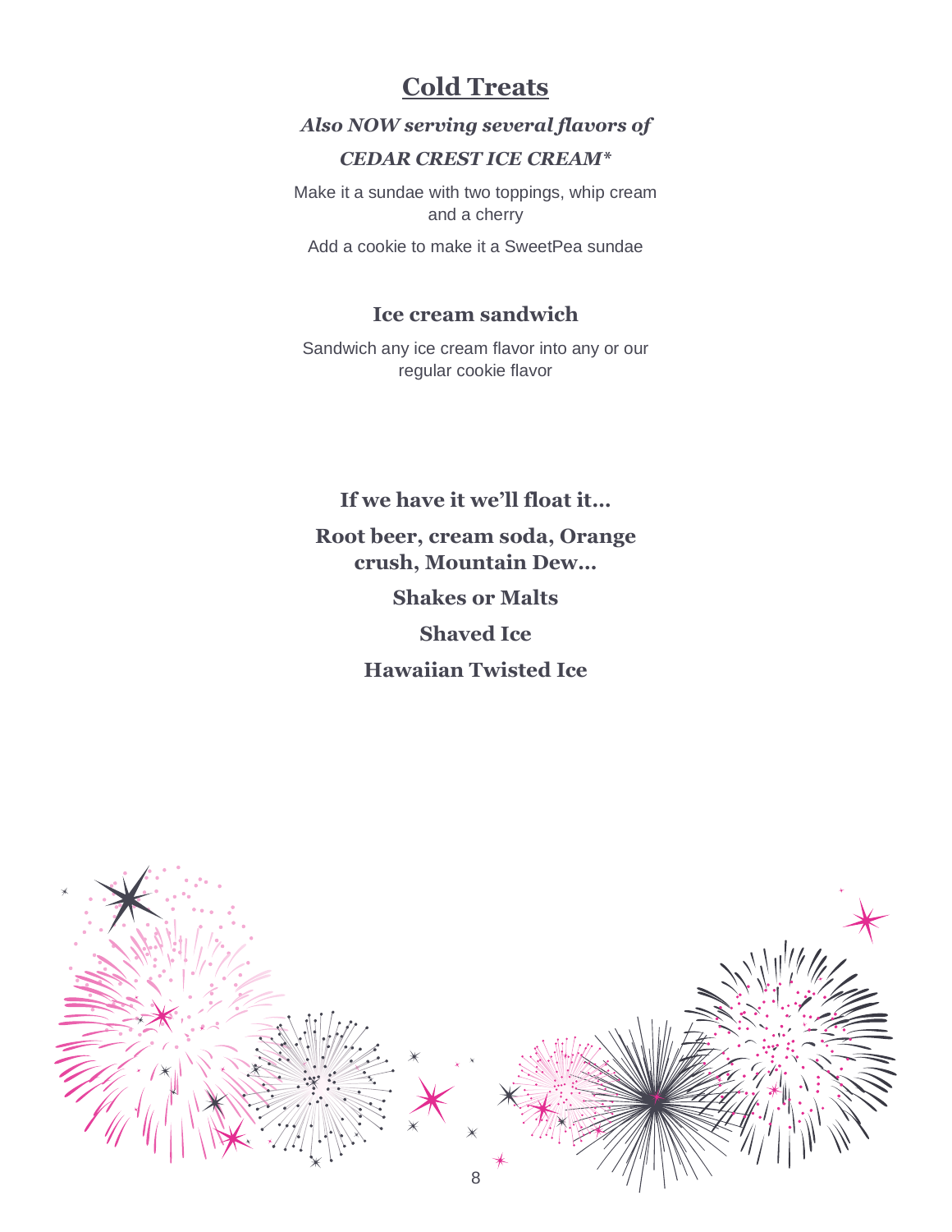# Cold Treats

***Also NOW serving several flavors of***

***CEDAR CREST ICE CREAM****

Make it a sundae with two toppings, whip cream and a cherry

Add a cookie to make it a SweetPea sundae

### Ice cream sandwich

Sandwich any ice cream flavor into any or our regular cookie flavor

**If we have it we'll float it…**

**Root beer, cream soda, Orange crush, Mountain Dew…**

**Shakes or Malts**

**Shaved Ice**

**Hawaiian Twisted Ice**